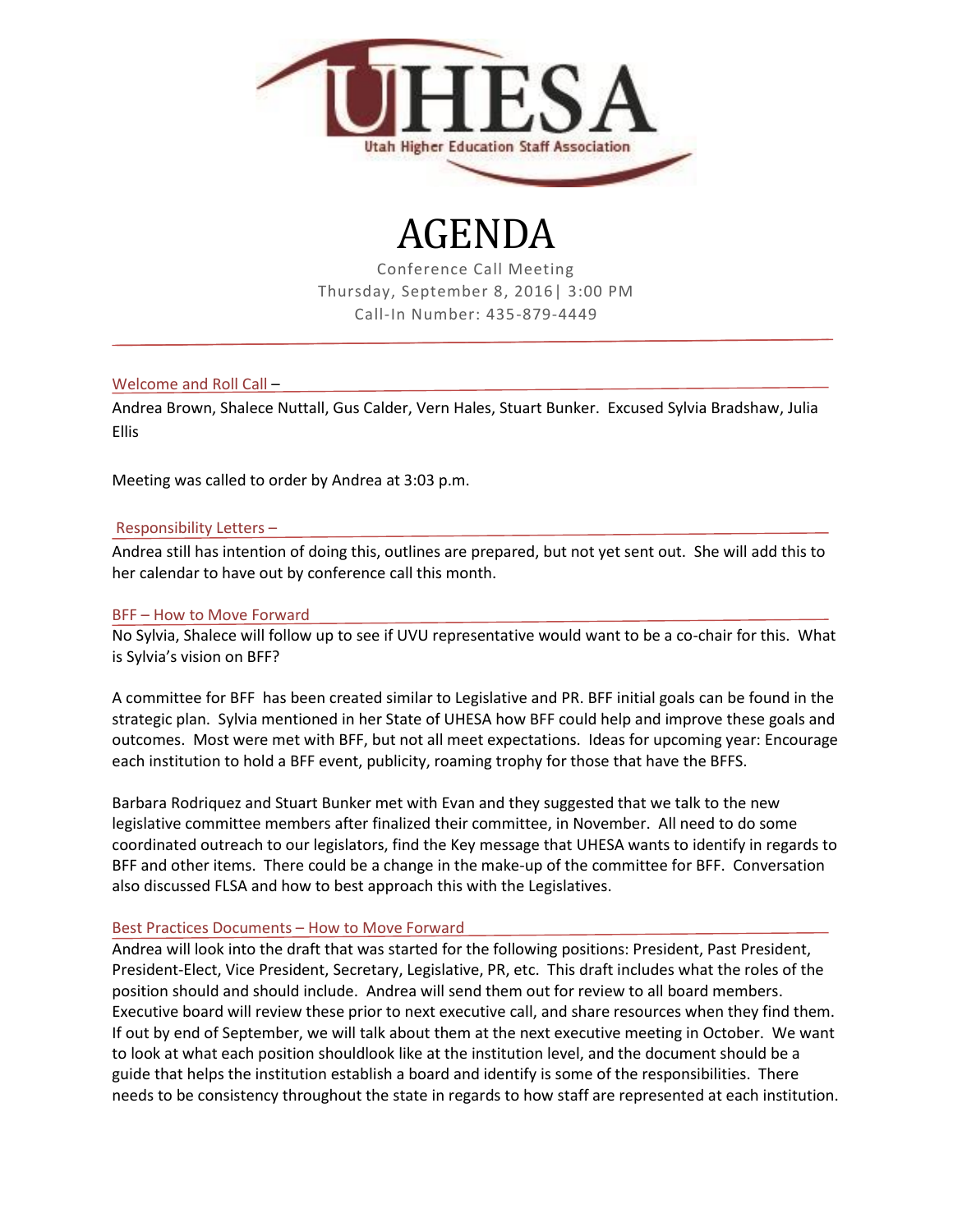UHESA

Utah Higher Education Staff Association

# AGENDA

Conference Call Meeting
Thursday, September 8, 2016| 3:00 PM
Call-In Number: 435-879-4449

## Welcome and Roll Call –

Andrea Brown, Shalece Nuttall, Gus Calder, Vern Hales, Stuart Bunker. Excused Sylvia Bradshaw, Julia Ellis

Meeting was called to order by Andrea at 3:03 p.m.

## Responsibility Letters –

Andrea still has intention of doing this, outlines are prepared, but not yet sent out. She will add this to her calendar to have out by conference call this month.

## BFF – How to Move Forward

No Sylvia, Shalece will follow up to see if UVU representative would want to be a co-chair for this. What is Sylvia's vision on BFF?

A committee for BFF has been created similar to Legislative and PR. BFF initial goals can be found in the strategic plan. Sylvia mentioned in her State of UHESA how BFF could help and improve these goals and outcomes. Most were met with BFF, but not all meet expectations. Ideas for upcoming year: Encourage each institution to hold a BFF event, publicity, roaming trophy for those that have the BFFS.

Barbara Rodriquez and Stuart Bunker met with Evan and they suggested that we talk to the new legislative committee members after finalized their committee, in November. All need to do some coordinated outreach to our legislators, find the Key message that UHESA wants to identify in regards to BFF and other items. There could be a change in the make-up of the committee for BFF. Conversation also discussed FLSA and how to best approach this with the Legislatives.

## Best Practices Documents – How to Move Forward

Andrea will look into the draft that was started for the following positions: President, Past President, President-Elect, Vice President, Secretary, Legislative, PR, etc. This draft includes what the roles of the position should and should include. Andrea will send them out for review to all board members. Executive board will review these prior to next executive call, and share resources when they find them. If out by end of September, we will talk about them at the next executive meeting in October. We want to look at what each position shouldlook like at the institution level, and the document should be a guide that helps the institution establish a board and identify is some of the responsibilities. There needs to be consistency throughout the state in regards to how staff are represented at each institution.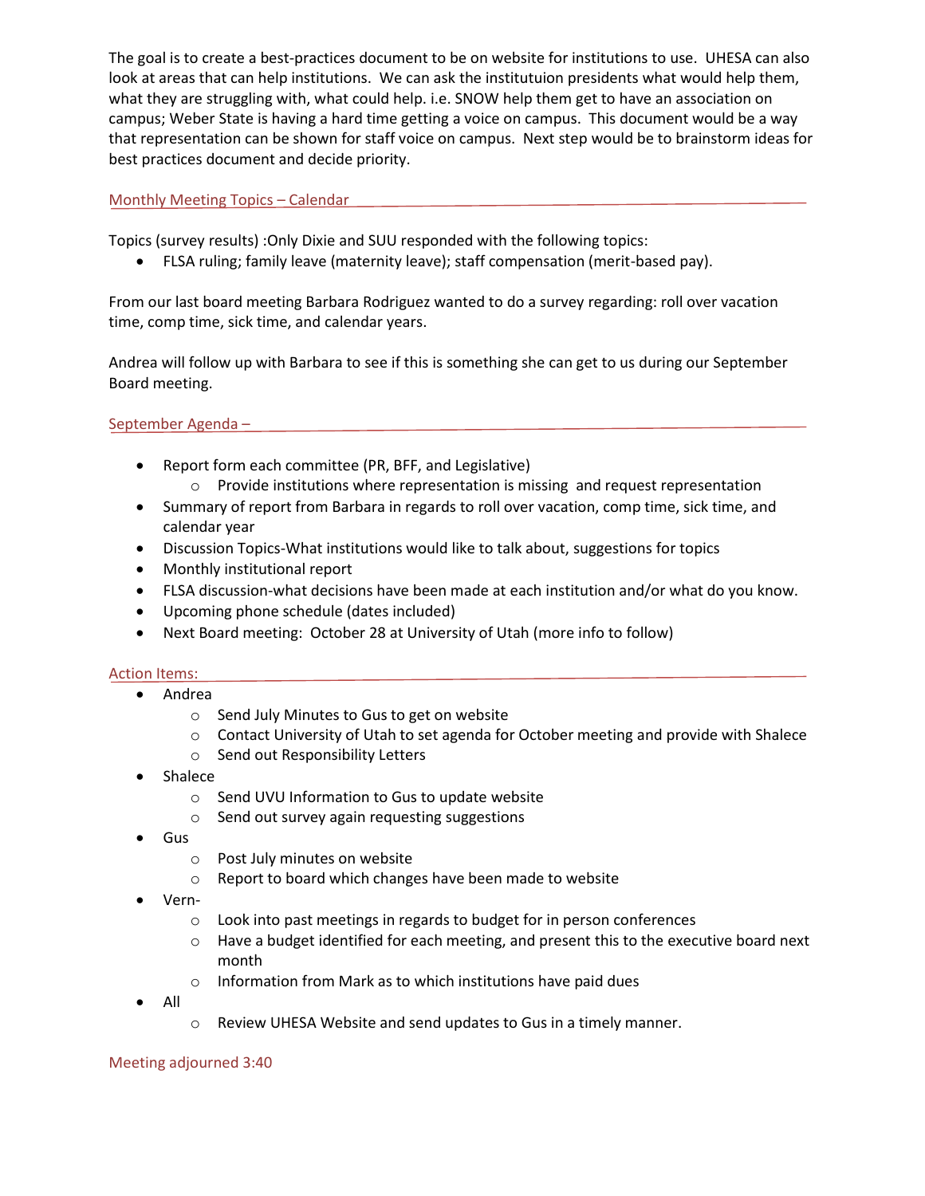The goal is to create a best-practices document to be on website for institutions to use. UHESA can also look at areas that can help institutions. We can ask the institutuion presidents what would help them, what they are struggling with, what could help. i.e. SNOW help them get to have an association on campus; Weber State is having a hard time getting a voice on campus. This document would be a way that representation can be shown for staff voice on campus. Next step would be to brainstorm ideas for best practices document and decide priority.

## Monthly Meeting Topics – Calendar

Topics (survey results) :Only Dixie and SUU responded with the following topics:

- FLSA ruling; family leave (maternity leave); staff compensation (merit-based pay).

From our last board meeting Barbara Rodriguez wanted to do a survey regarding: roll over vacation time, comp time, sick time, and calendar years.

Andrea will follow up with Barbara to see if this is something she can get to us during our September Board meeting.

## September Agenda –

- Report form each committee (PR, BFF, and Legislative)
  - Provide institutions where representation is missing and request representation
- Summary of report from Barbara in regards to roll over vacation, comp time, sick time, and calendar year
- Discussion Topics-What institutions would like to talk about, suggestions for topics
- Monthly institutional report
- FLSA discussion-what decisions have been made at each institution and/or what do you know.
- Upcoming phone schedule (dates included)
- Next Board meeting: October 28 at University of Utah (more info to follow)

## Action Items:

- Andrea
  - Send July Minutes to Gus to get on website
  - Contact University of Utah to set agenda for October meeting and provide with Shalece
  - Send out Responsibility Letters
- Shalece
  - Send UVU Information to Gus to update website
  - Send out survey again requesting suggestions
- Gus
  - Post July minutes on website
  - Report to board which changes have been made to website
- Vern-
  - Look into past meetings in regards to budget for in person conferences
  - Have a budget identified for each meeting, and present this to the executive board next month
  - Information from Mark as to which institutions have paid dues
- All
  - Review UHESA Website and send updates to Gus in a timely manner.

Meeting adjourned 3:40